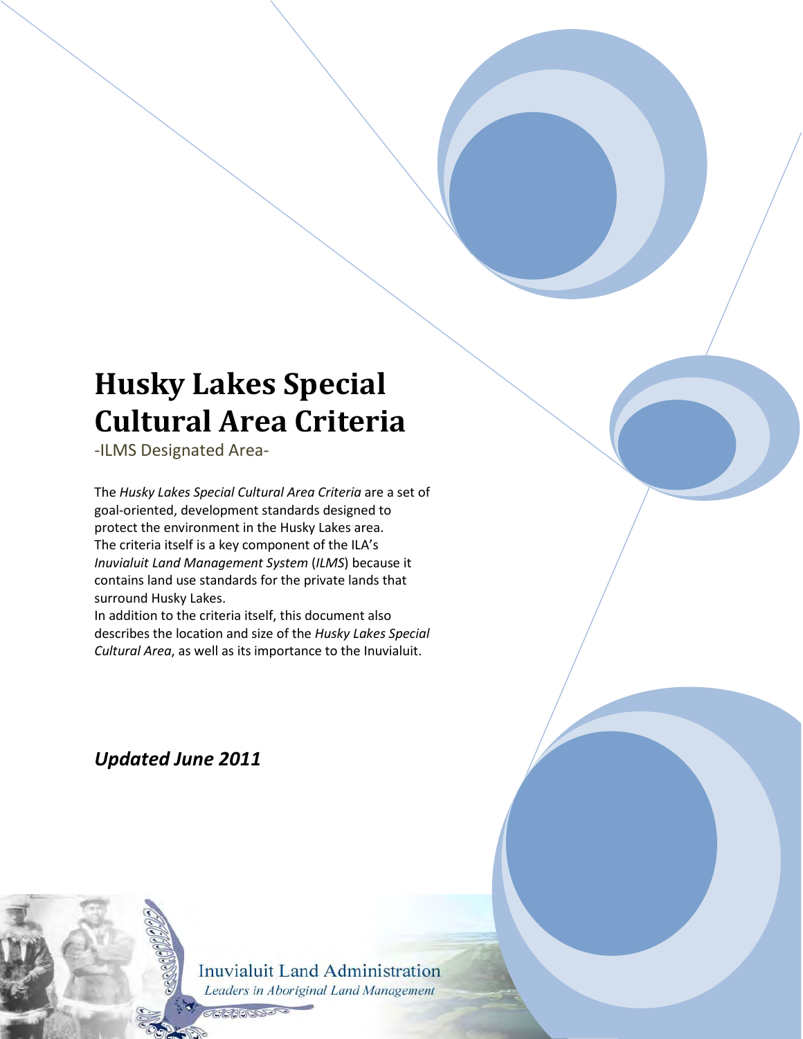# Husky Lakes Special Cultural Area Criteria

-ILMS Designated Area-

The *Husky Lakes Special Cultural Area Criteria* are a set of goal-oriented, development standards designed to protect the environment in the Husky Lakes area. The criteria itself is a key component of the ILA's *Inuvialuit Land Management System* (*ILMS*) because it contains land use standards for the private lands that surround Husky Lakes.

In addition to the criteria itself, this document also describes the location and size of the *Husky Lakes Special Cultural Area*, as well as its importance to the Inuvialuit.

***Updated June 2011***

Inuvialuit Land Administration

*Leaders in Aboriginal Land Management*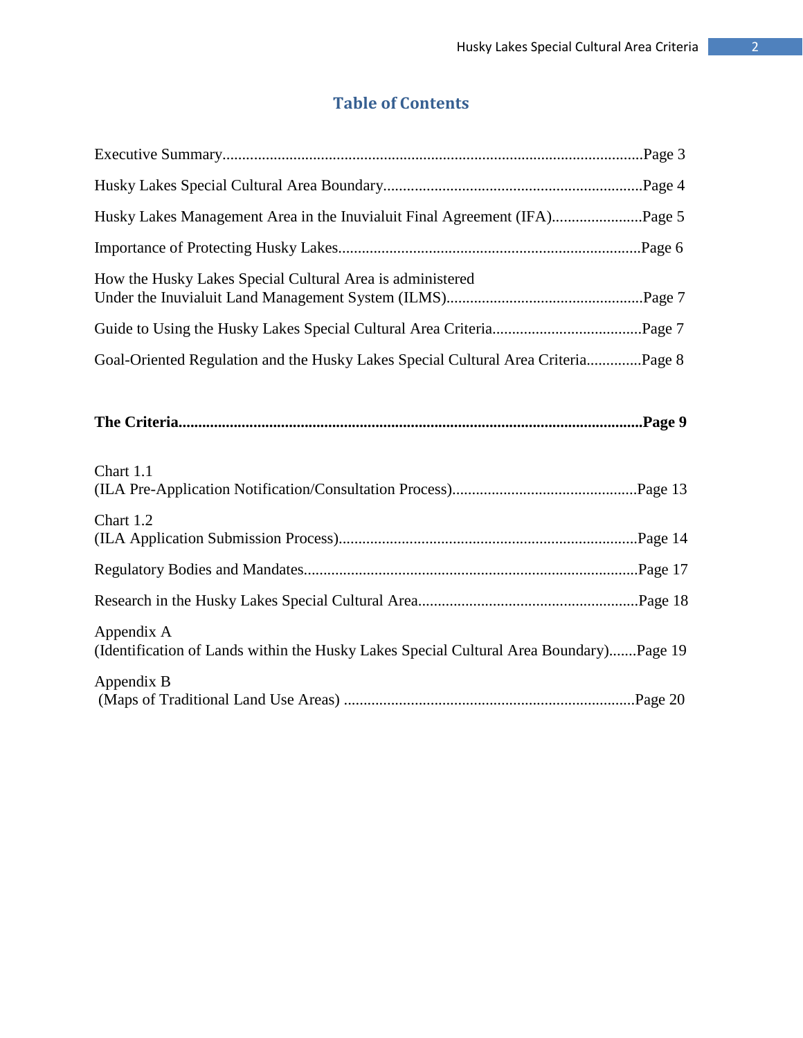## Table of Contents

Executive Summary..........................................................................................................Page 3

Husky Lakes Special Cultural Area Boundary..................................................................Page 4

Husky Lakes Management Area in the Inuvialuit Final Agreement (IFA).......................Page 5

Importance of Protecting Husky Lakes.............................................................................Page 6

How the Husky Lakes Special Cultural Area is administered
Under the Inuvialuit Land Management System (ILMS)..................................................Page 7

Guide to Using the Husky Lakes Special Cultural Area Criteria......................................Page 7

Goal-Oriented Regulation and the Husky Lakes Special Cultural Area Criteria..............Page 8

**The Criteria......................................................................................................................Page 9**

Chart 1.1
(ILA Pre-Application Notification/Consultation Process)...............................................Page 13

Chart 1.2
(ILA Application Submission Process)............................................................................Page 14

Regulatory Bodies and Mandates.....................................................................................Page 17

Research in the Husky Lakes Special Cultural Area........................................................Page 18

Appendix A
(Identification of Lands within the Husky Lakes Special Cultural Area Boundary).......Page 19

Appendix B
(Maps of Traditional Land Use Areas) ..........................................................................Page 20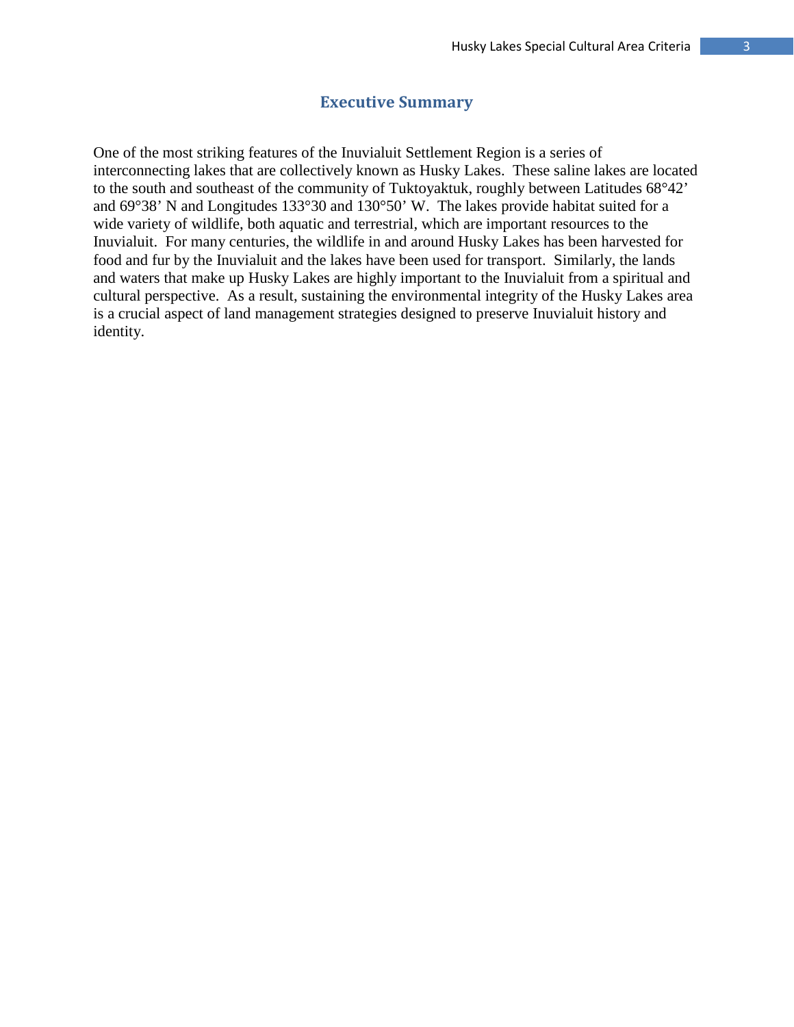# Executive Summary

One of the most striking features of the Inuvialuit Settlement Region is a series of interconnecting lakes that are collectively known as Husky Lakes. These saline lakes are located to the south and southeast of the community of Tuktoyaktuk, roughly between Latitudes 68°42' and 69°38' N and Longitudes 133°30 and 130°50' W. The lakes provide habitat suited for a wide variety of wildlife, both aquatic and terrestrial, which are important resources to the Inuvialuit. For many centuries, the wildlife in and around Husky Lakes has been harvested for food and fur by the Inuvialuit and the lakes have been used for transport. Similarly, the lands and waters that make up Husky Lakes are highly important to the Inuvialuit from a spiritual and cultural perspective. As a result, sustaining the environmental integrity of the Husky Lakes area is a crucial aspect of land management strategies designed to preserve Inuvialuit history and identity.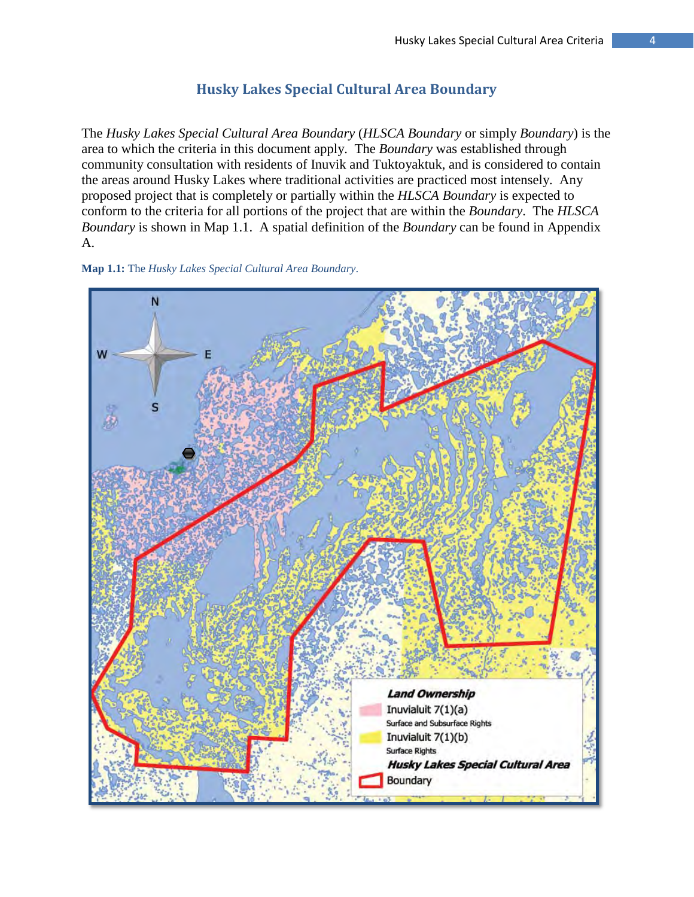## Husky Lakes Special Cultural Area Boundary

The *Husky Lakes Special Cultural Area Boundary* (*HLSCA Boundary* or simply *Boundary*) is the area to which the criteria in this document apply. The *Boundary* was established through community consultation with residents of Inuvik and Tuktoyaktuk, and is considered to contain the areas around Husky Lakes where traditional activities are practiced most intensely. Any proposed project that is completely or partially within the *HLSCA Boundary* is expected to conform to the criteria for all portions of the project that are within the *Boundary*. The *HLSCA Boundary* is shown in Map 1.1. A spatial definition of the *Boundary* can be found in Appendix A.

**Map 1.1:** The *Husky Lakes Special Cultural Area Boundary*.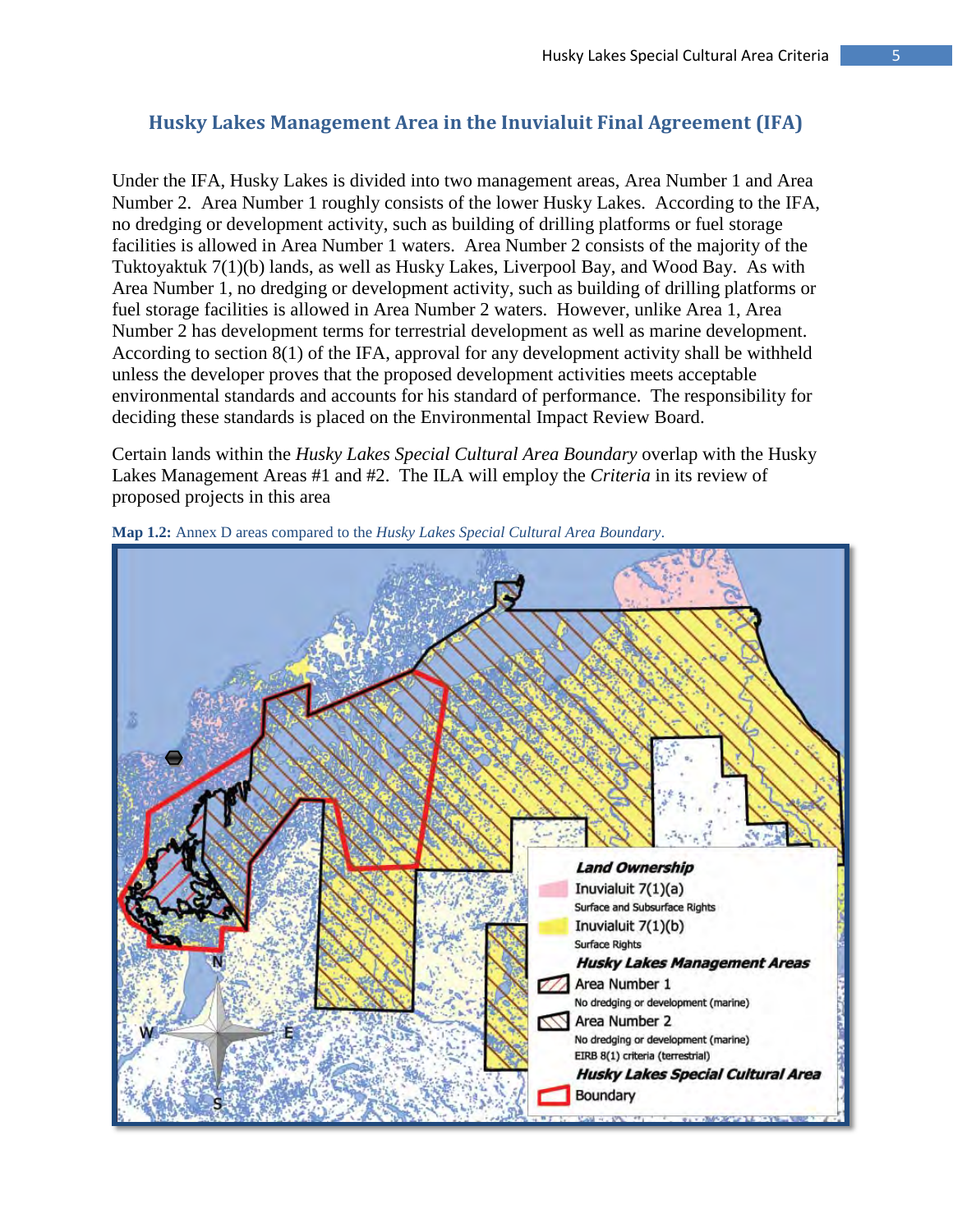## Husky Lakes Management Area in the Inuvialuit Final Agreement (IFA)

Under the IFA, Husky Lakes is divided into two management areas, Area Number 1 and Area Number 2. Area Number 1 roughly consists of the lower Husky Lakes. According to the IFA, no dredging or development activity, such as building of drilling platforms or fuel storage facilities is allowed in Area Number 1 waters. Area Number 2 consists of the majority of the Tuktoyaktuk 7(1)(b) lands, as well as Husky Lakes, Liverpool Bay, and Wood Bay. As with Area Number 1, no dredging or development activity, such as building of drilling platforms or fuel storage facilities is allowed in Area Number 2 waters. However, unlike Area 1, Area Number 2 has development terms for terrestrial development as well as marine development. According to section 8(1) of the IFA, approval for any development activity shall be withheld unless the developer proves that the proposed development activities meets acceptable environmental standards and accounts for his standard of performance. The responsibility for deciding these standards is placed on the Environmental Impact Review Board.

Certain lands within the *Husky Lakes Special Cultural Area Boundary* overlap with the Husky Lakes Management Areas #1 and #2. The ILA will employ the *Criteria* in its review of proposed projects in this area

**Map 1.2:** Annex D areas compared to the *Husky Lakes Special Cultural Area Boundary*.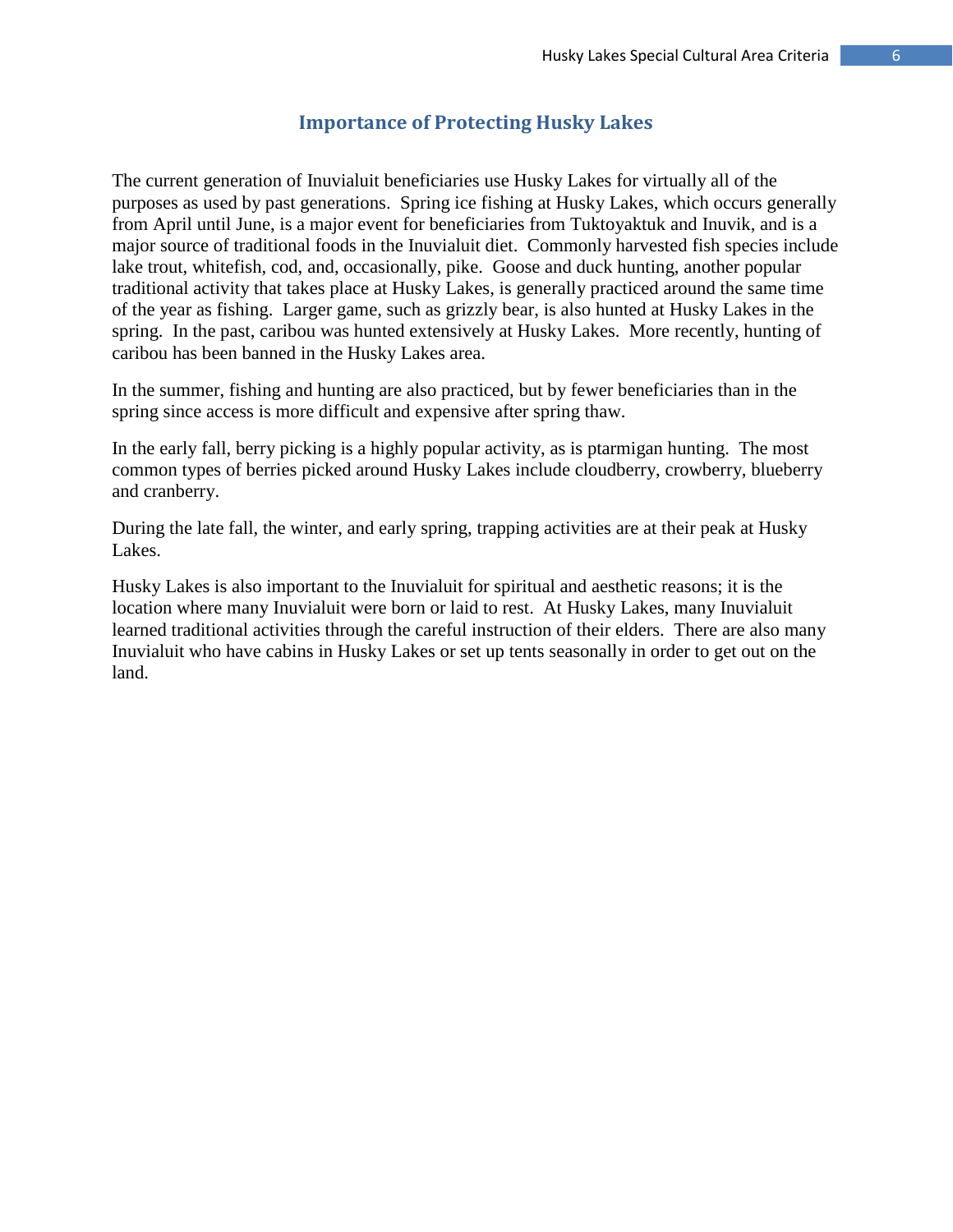## Importance of Protecting Husky Lakes

The current generation of Inuvialuit beneficiaries use Husky Lakes for virtually all of the purposes as used by past generations. Spring ice fishing at Husky Lakes, which occurs generally from April until June, is a major event for beneficiaries from Tuktoyaktuk and Inuvik, and is a major source of traditional foods in the Inuvialuit diet. Commonly harvested fish species include lake trout, whitefish, cod, and, occasionally, pike. Goose and duck hunting, another popular traditional activity that takes place at Husky Lakes, is generally practiced around the same time of the year as fishing. Larger game, such as grizzly bear, is also hunted at Husky Lakes in the spring. In the past, caribou was hunted extensively at Husky Lakes. More recently, hunting of caribou has been banned in the Husky Lakes area.

In the summer, fishing and hunting are also practiced, but by fewer beneficiaries than in the spring since access is more difficult and expensive after spring thaw.

In the early fall, berry picking is a highly popular activity, as is ptarmigan hunting. The most common types of berries picked around Husky Lakes include cloudberry, crowberry, blueberry and cranberry.

During the late fall, the winter, and early spring, trapping activities are at their peak at Husky Lakes.

Husky Lakes is also important to the Inuvialuit for spiritual and aesthetic reasons; it is the location where many Inuvialuit were born or laid to rest. At Husky Lakes, many Inuvialuit learned traditional activities through the careful instruction of their elders. There are also many Inuvialuit who have cabins in Husky Lakes or set up tents seasonally in order to get out on the land.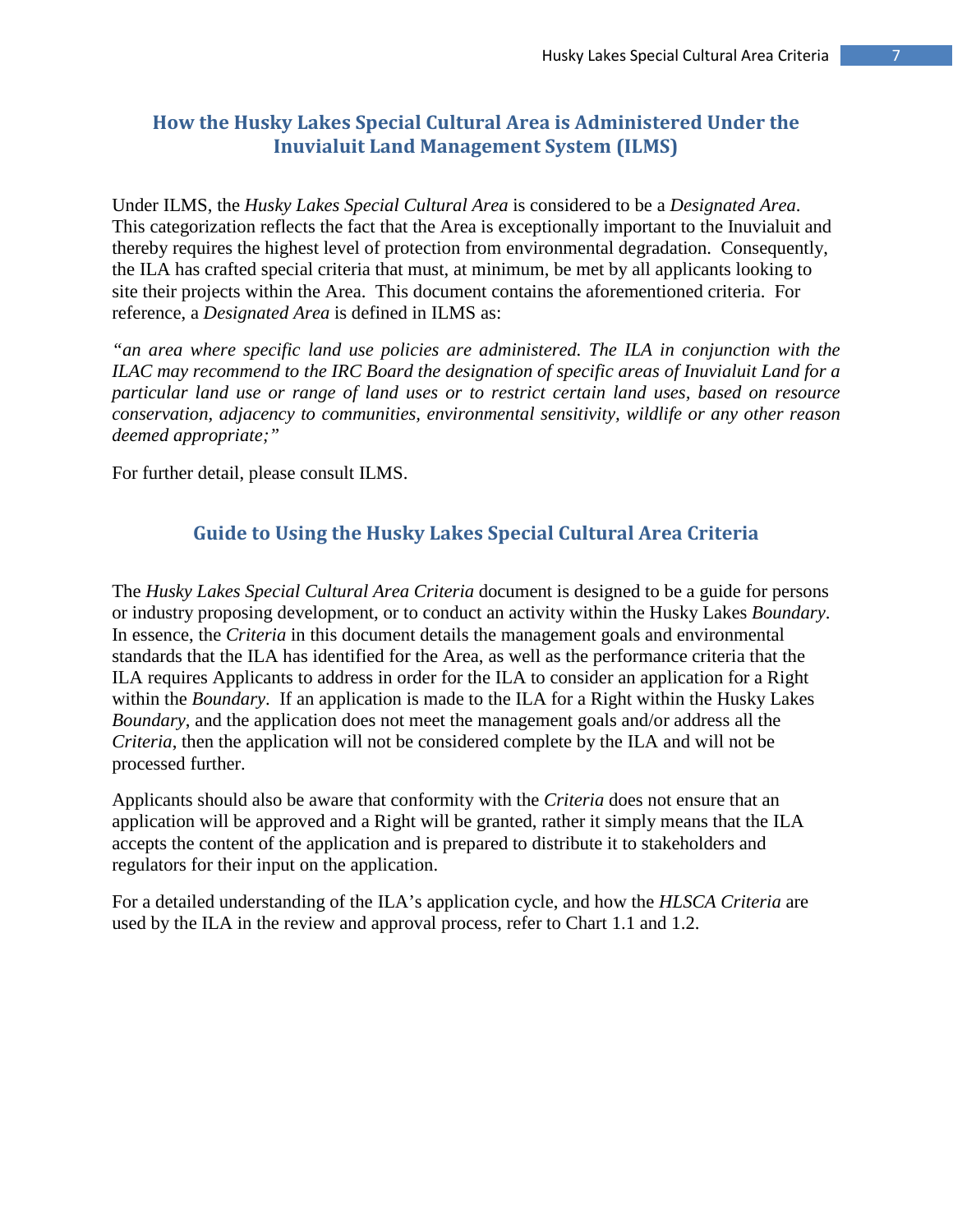## How the Husky Lakes Special Cultural Area is Administered Under the Inuvialuit Land Management System (ILMS)

Under ILMS, the *Husky Lakes Special Cultural Area* is considered to be a *Designated Area*. This categorization reflects the fact that the Area is exceptionally important to the Inuvialuit and thereby requires the highest level of protection from environmental degradation. Consequently, the ILA has crafted special criteria that must, at minimum, be met by all applicants looking to site their projects within the Area. This document contains the aforementioned criteria. For reference, a *Designated Area* is defined in ILMS as:

*"an area where specific land use policies are administered. The ILA in conjunction with the ILAC may recommend to the IRC Board the designation of specific areas of Inuvialuit Land for a particular land use or range of land uses or to restrict certain land uses, based on resource conservation, adjacency to communities, environmental sensitivity, wildlife or any other reason deemed appropriate;"*

For further detail, please consult ILMS.

## Guide to Using the Husky Lakes Special Cultural Area Criteria

The *Husky Lakes Special Cultural Area Criteria* document is designed to be a guide for persons or industry proposing development, or to conduct an activity within the Husky Lakes *Boundary*. In essence, the *Criteria* in this document details the management goals and environmental standards that the ILA has identified for the Area, as well as the performance criteria that the ILA requires Applicants to address in order for the ILA to consider an application for a Right within the *Boundary*. If an application is made to the ILA for a Right within the Husky Lakes *Boundary*, and the application does not meet the management goals and/or address all the *Criteria*, then the application will not be considered complete by the ILA and will not be processed further.

Applicants should also be aware that conformity with the *Criteria* does not ensure that an application will be approved and a Right will be granted, rather it simply means that the ILA accepts the content of the application and is prepared to distribute it to stakeholders and regulators for their input on the application.

For a detailed understanding of the ILA's application cycle, and how the *HLSCA Criteria* are used by the ILA in the review and approval process, refer to Chart 1.1 and 1.2.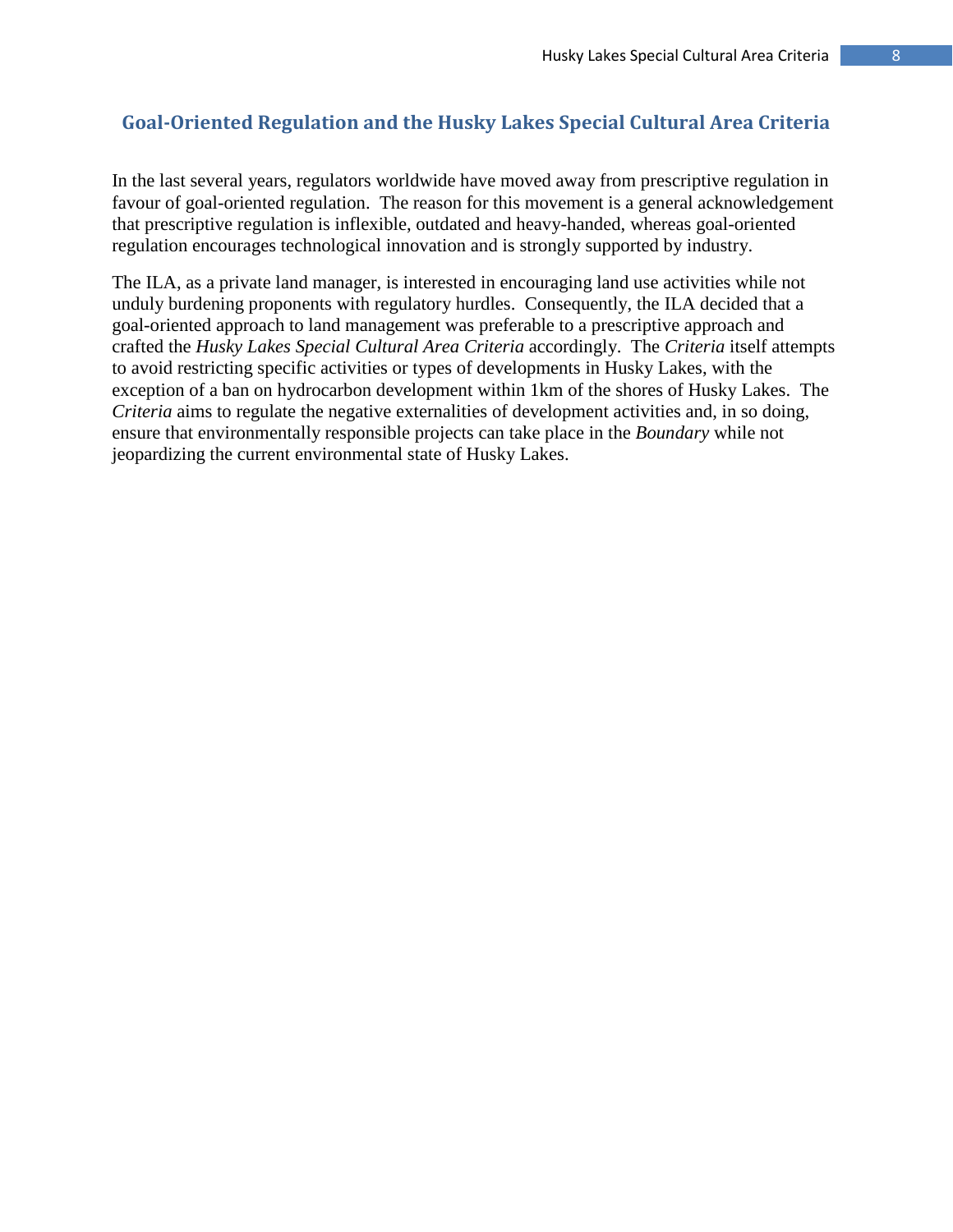## Goal-Oriented Regulation and the Husky Lakes Special Cultural Area Criteria

In the last several years, regulators worldwide have moved away from prescriptive regulation in favour of goal-oriented regulation. The reason for this movement is a general acknowledgement that prescriptive regulation is inflexible, outdated and heavy-handed, whereas goal-oriented regulation encourages technological innovation and is strongly supported by industry.

The ILA, as a private land manager, is interested in encouraging land use activities while not unduly burdening proponents with regulatory hurdles. Consequently, the ILA decided that a goal-oriented approach to land management was preferable to a prescriptive approach and crafted the *Husky Lakes Special Cultural Area Criteria* accordingly. The *Criteria* itself attempts to avoid restricting specific activities or types of developments in Husky Lakes, with the exception of a ban on hydrocarbon development within 1km of the shores of Husky Lakes. The *Criteria* aims to regulate the negative externalities of development activities and, in so doing, ensure that environmentally responsible projects can take place in the *Boundary* while not jeopardizing the current environmental state of Husky Lakes.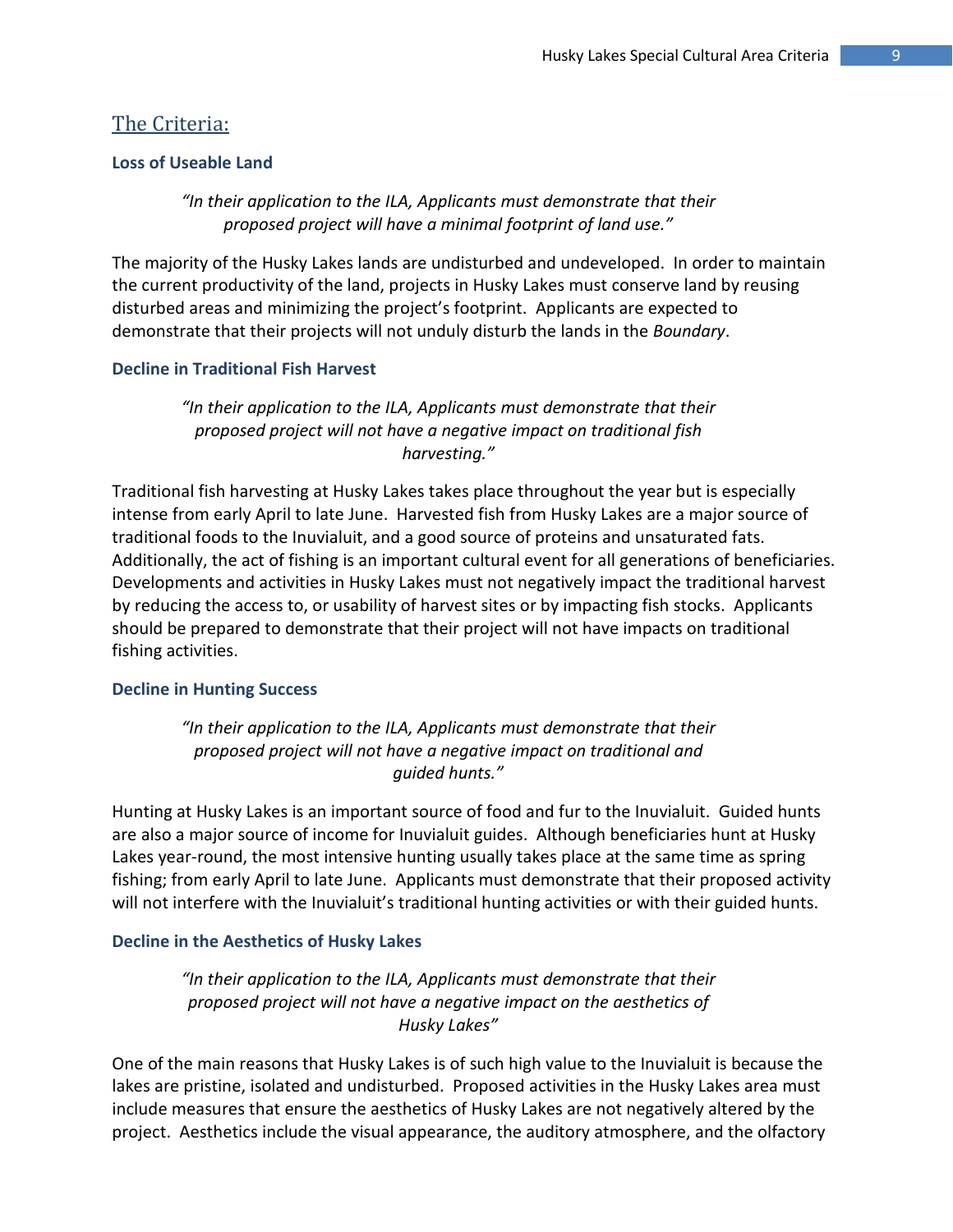## The Criteria:

### Loss of Useable Land

*"In their application to the ILA, Applicants must demonstrate that their proposed project will have a minimal footprint of land use."*

The majority of the Husky Lakes lands are undisturbed and undeveloped. In order to maintain the current productivity of the land, projects in Husky Lakes must conserve land by reusing disturbed areas and minimizing the project's footprint. Applicants are expected to demonstrate that their projects will not unduly disturb the lands in the *Boundary*.

### Decline in Traditional Fish Harvest

*"In their application to the ILA, Applicants must demonstrate that their proposed project will not have a negative impact on traditional fish harvesting."*

Traditional fish harvesting at Husky Lakes takes place throughout the year but is especially intense from early April to late June. Harvested fish from Husky Lakes are a major source of traditional foods to the Inuvialuit, and a good source of proteins and unsaturated fats. Additionally, the act of fishing is an important cultural event for all generations of beneficiaries. Developments and activities in Husky Lakes must not negatively impact the traditional harvest by reducing the access to, or usability of harvest sites or by impacting fish stocks. Applicants should be prepared to demonstrate that their project will not have impacts on traditional fishing activities.

### Decline in Hunting Success

*"In their application to the ILA, Applicants must demonstrate that their proposed project will not have a negative impact on traditional and guided hunts."*

Hunting at Husky Lakes is an important source of food and fur to the Inuvialuit. Guided hunts are also a major source of income for Inuvialuit guides. Although beneficiaries hunt at Husky Lakes year-round, the most intensive hunting usually takes place at the same time as spring fishing; from early April to late June. Applicants must demonstrate that their proposed activity will not interfere with the Inuvialuit's traditional hunting activities or with their guided hunts.

### Decline in the Aesthetics of Husky Lakes

*"In their application to the ILA, Applicants must demonstrate that their proposed project will not have a negative impact on the aesthetics of Husky Lakes"*

One of the main reasons that Husky Lakes is of such high value to the Inuvialuit is because the lakes are pristine, isolated and undisturbed. Proposed activities in the Husky Lakes area must include measures that ensure the aesthetics of Husky Lakes are not negatively altered by the project. Aesthetics include the visual appearance, the auditory atmosphere, and the olfactory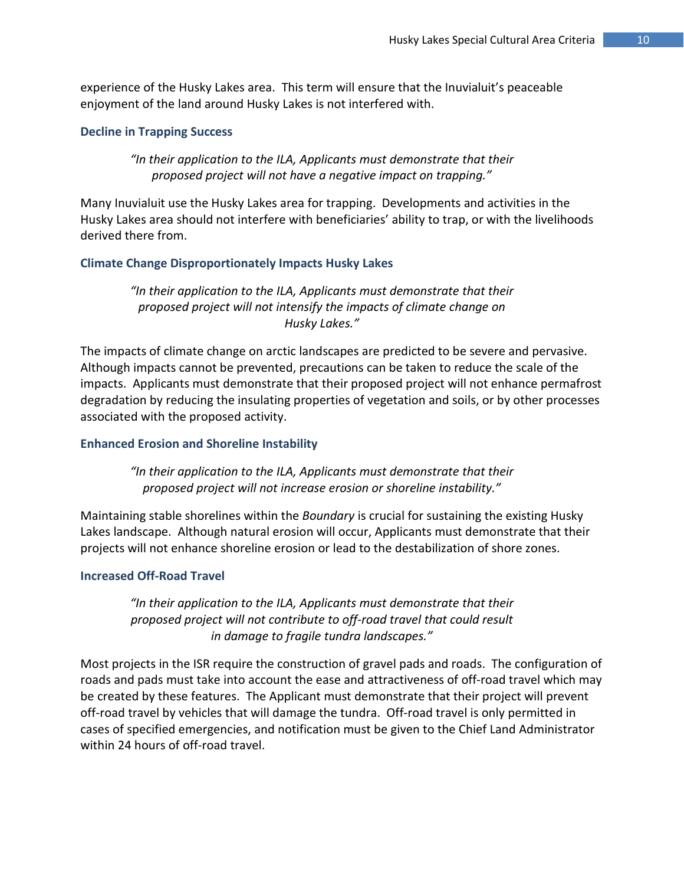experience of the Husky Lakes area. This term will ensure that the Inuvialuit's peaceable enjoyment of the land around Husky Lakes is not interfered with.

### Decline in Trapping Success

> *"In their application to the ILA, Applicants must demonstrate that their proposed project will not have a negative impact on trapping."*

Many Inuvialuit use the Husky Lakes area for trapping. Developments and activities in the Husky Lakes area should not interfere with beneficiaries' ability to trap, or with the livelihoods derived there from.

### Climate Change Disproportionately Impacts Husky Lakes

> *"In their application to the ILA, Applicants must demonstrate that their proposed project will not intensify the impacts of climate change on Husky Lakes."*

The impacts of climate change on arctic landscapes are predicted to be severe and pervasive. Although impacts cannot be prevented, precautions can be taken to reduce the scale of the impacts. Applicants must demonstrate that their proposed project will not enhance permafrost degradation by reducing the insulating properties of vegetation and soils, or by other processes associated with the proposed activity.

### Enhanced Erosion and Shoreline Instability

> *"In their application to the ILA, Applicants must demonstrate that their proposed project will not increase erosion or shoreline instability."*

Maintaining stable shorelines within the *Boundary* is crucial for sustaining the existing Husky Lakes landscape. Although natural erosion will occur, Applicants must demonstrate that their projects will not enhance shoreline erosion or lead to the destabilization of shore zones.

### Increased Off-Road Travel

> *"In their application to the ILA, Applicants must demonstrate that their proposed project will not contribute to off-road travel that could result in damage to fragile tundra landscapes."*

Most projects in the ISR require the construction of gravel pads and roads. The configuration of roads and pads must take into account the ease and attractiveness of off-road travel which may be created by these features. The Applicant must demonstrate that their project will prevent off-road travel by vehicles that will damage the tundra. Off-road travel is only permitted in cases of specified emergencies, and notification must be given to the Chief Land Administrator within 24 hours of off-road travel.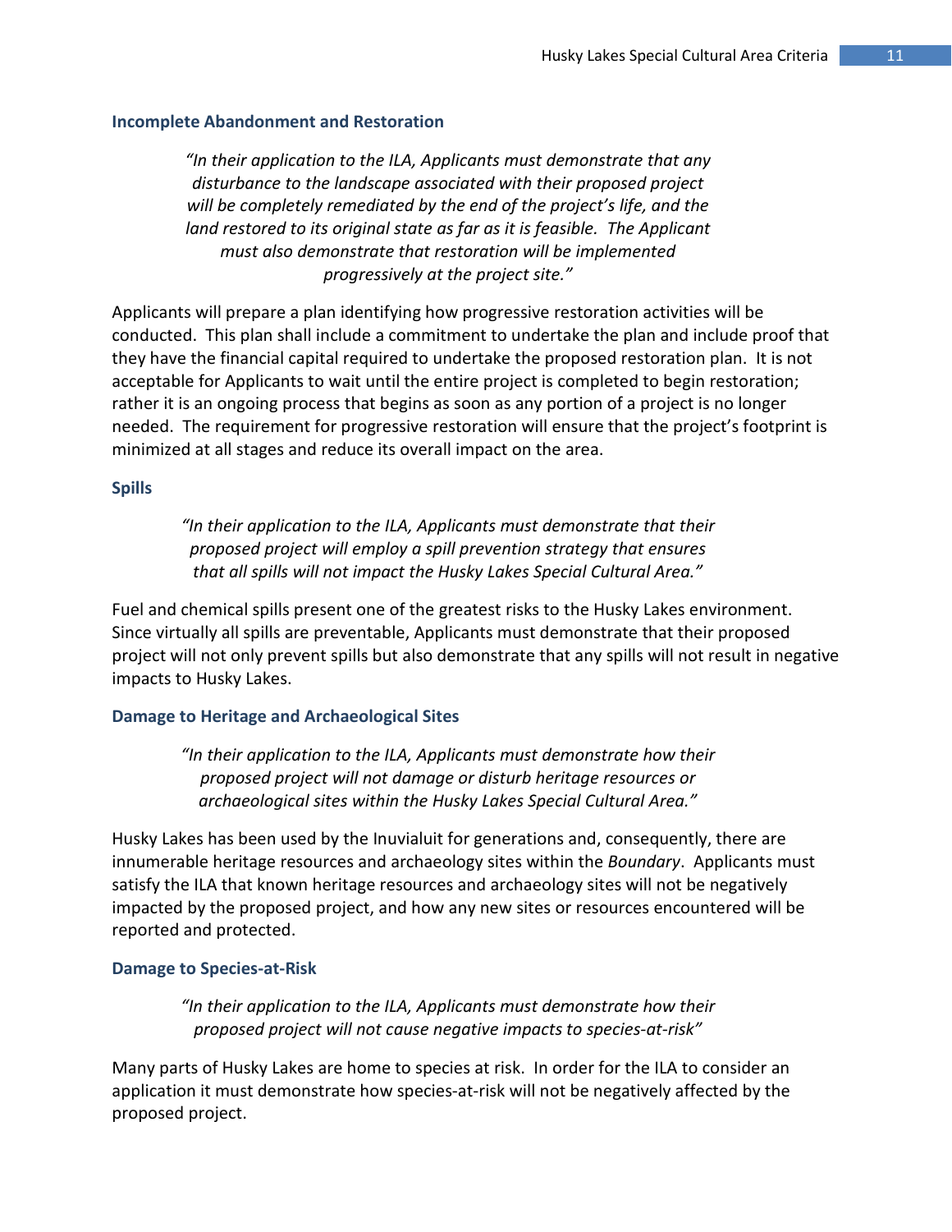### Incomplete Abandonment and Restoration

> *"In their application to the ILA, Applicants must demonstrate that any disturbance to the landscape associated with their proposed project will be completely remediated by the end of the project's life, and the land restored to its original state as far as it is feasible. The Applicant must also demonstrate that restoration will be implemented progressively at the project site."*

Applicants will prepare a plan identifying how progressive restoration activities will be conducted. This plan shall include a commitment to undertake the plan and include proof that they have the financial capital required to undertake the proposed restoration plan. It is not acceptable for Applicants to wait until the entire project is completed to begin restoration; rather it is an ongoing process that begins as soon as any portion of a project is no longer needed. The requirement for progressive restoration will ensure that the project's footprint is minimized at all stages and reduce its overall impact on the area.

### Spills

> *"In their application to the ILA, Applicants must demonstrate that their proposed project will employ a spill prevention strategy that ensures that all spills will not impact the Husky Lakes Special Cultural Area."*

Fuel and chemical spills present one of the greatest risks to the Husky Lakes environment. Since virtually all spills are preventable, Applicants must demonstrate that their proposed project will not only prevent spills but also demonstrate that any spills will not result in negative impacts to Husky Lakes.

### Damage to Heritage and Archaeological Sites

> *"In their application to the ILA, Applicants must demonstrate how their proposed project will not damage or disturb heritage resources or archaeological sites within the Husky Lakes Special Cultural Area."*

Husky Lakes has been used by the Inuvialuit for generations and, consequently, there are innumerable heritage resources and archaeology sites within the *Boundary*. Applicants must satisfy the ILA that known heritage resources and archaeology sites will not be negatively impacted by the proposed project, and how any new sites or resources encountered will be reported and protected.

### Damage to Species-at-Risk

> *"In their application to the ILA, Applicants must demonstrate how their proposed project will not cause negative impacts to species-at-risk"*

Many parts of Husky Lakes are home to species at risk. In order for the ILA to consider an application it must demonstrate how species-at-risk will not be negatively affected by the proposed project.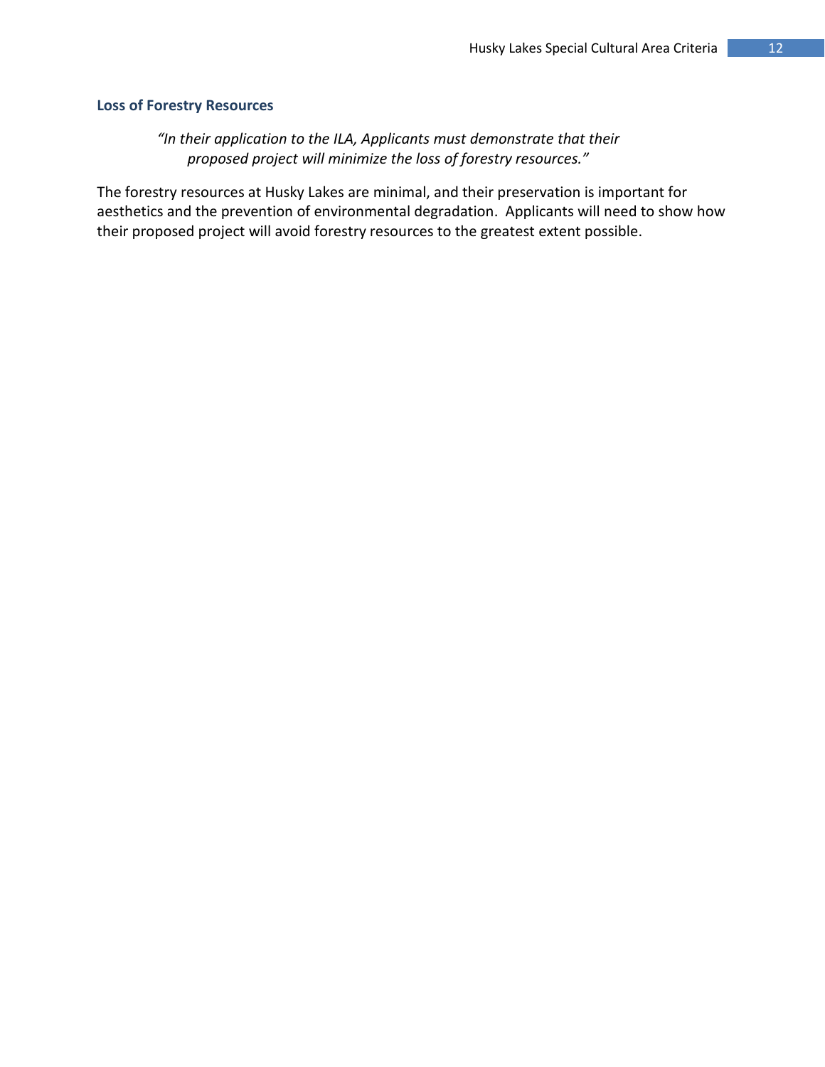### Loss of Forestry Resources

> *"In their application to the ILA, Applicants must demonstrate that their proposed project will minimize the loss of forestry resources."*

The forestry resources at Husky Lakes are minimal, and their preservation is important for aesthetics and the prevention of environmental degradation. Applicants will need to show how their proposed project will avoid forestry resources to the greatest extent possible.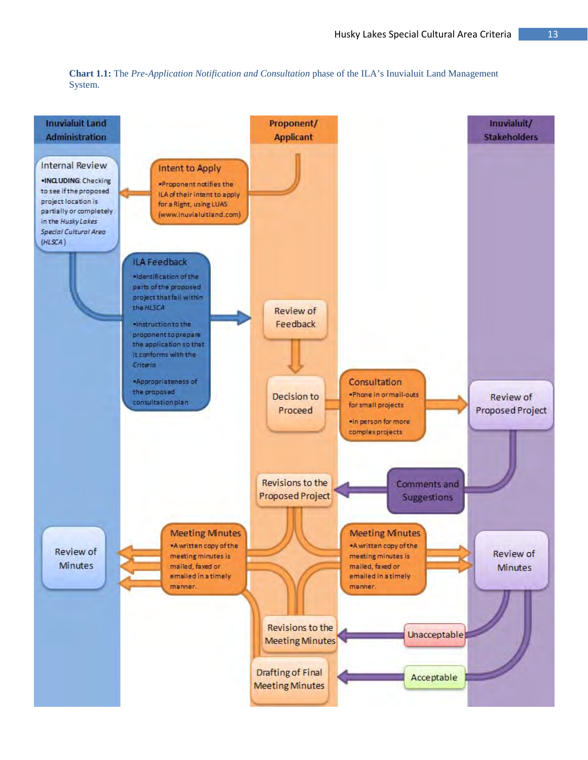**Chart 1.1:** The *Pre-Application Notification and Consultation* phase of the ILA's Inuvialuit Land Management System.

**Inuvialuit Land Administration**

**Proponent/ Applicant**

**Inuvialuit/ Stakeholders**

Internal Review
- INCLUDING: Checking to see if the proposed project location is partially or completely in the *Husky Lakes Special Cultural Area* (*HLSCA*)

Intent to Apply
- Proponent notifies the ILA of their intent to apply for a Right, using LUAS (www.inuvialuitland.com)

ILA Feedback
- Identification of the parts of the proposed project that fall within the *HLSCA*
- Instruction to the proponent to prepare the application so that it conforms with the *Criteria*
- Appropriateness of the proposed consultation plan

Review of Feedback

Decision to Proceed

Consultation
- Phone in or mail-outs for small projects
- In person for more complex projects

Review of Proposed Project

Comments and Suggestions

Revisions to the Proposed Project

Meeting Minutes
- A written copy of the meeting minutes is mailed, faxed or emailed in a timely manner.

Meeting Minutes
- A written copy of the meeting minutes is mailed, faxed or emailed in a timely manner.

Review of Minutes

Review of Minutes

Unacceptable

Acceptable

Revisions to the Meeting Minutes

Drafting of Final Meeting Minutes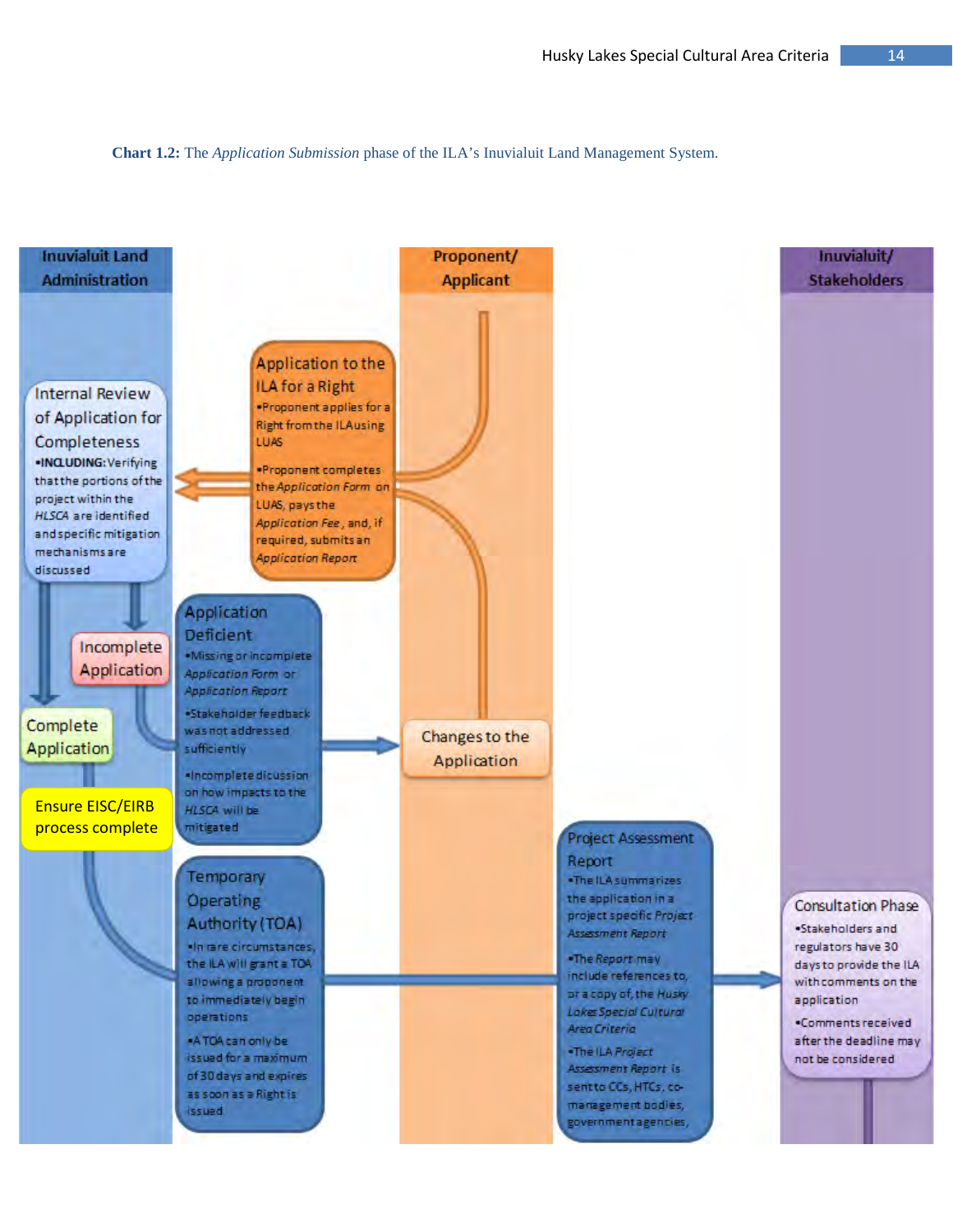**Chart 1.2:** The *Application Submission* phase of the ILA's Inuvialuit Land Management System.

| Inuvialuit Land Administration | | Proponent/ Applicant | | Inuvialuit/ Stakeholders |
|---|---|---|---|---|

**Application to the ILA for a Right**

- Proponent applies for a Right from the ILA using LUAS
- Proponent completes the *Application Form* on LUAS, pays the *Application Fee*, and, if required, submits an *Application Report*

**Internal Review of Application for Completeness**

- **INCLUDING:** Verifying that the portions of the project within the *HLSCA* are identified and specific mitigation mechanisms are discussed

**Incomplete Application**

**Application Deficient**

- Missing or incomplete *Application Form* or *Application Report*
- Stakeholder feedback was not addressed sufficiently
- Incomplete dicussion on how impacts to the *HLSCA* will be mitigated

**Changes to the Application**

**Complete Application**

**Ensure EISC/EIRB process complete**

**Temporary Operating Authority (TOA)**

- In rare circumstances, the ILA will grant a TOA allowing a proponent to immediately begin operations
- A TOA can only be issued for a maximum of 30 days and expires as soon as a Right is issued

**Project Assessment Report**

- The ILA summarizes the application in a project specific *Project Assessment Report*
- The *Report* may include references to, or a copy of, the *Husky Lakes Special Cultural Area Criteria*
- The ILA *Project Assessment Report* is sent to CCs, HTCs, co-management bodies, government agencies,

**Consultation Phase**

- Stakeholders and regulators have 30 days to provide the ILA with comments on the application
- Comments received after the deadline may not be considered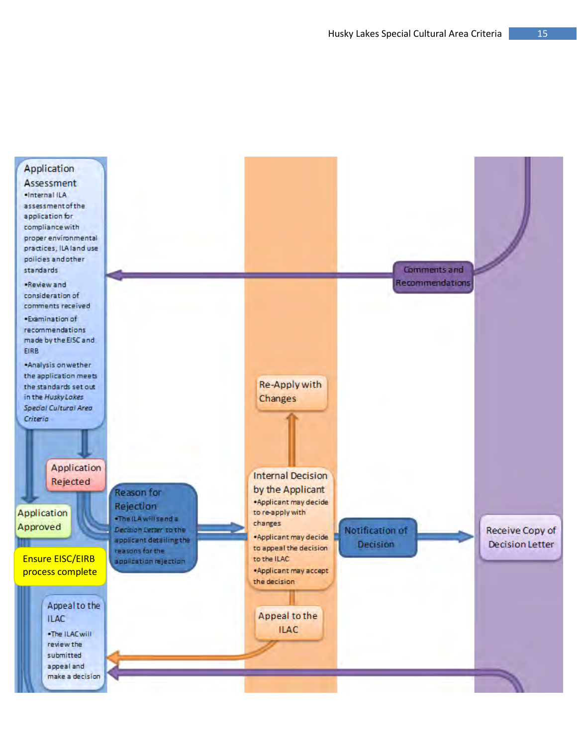**Application Assessment**

- Internal ILA assessment of the application for compliance with proper environmental practices, ILA land use policies and other standards
- Review and consideration of comments received
- Examination of recommendations made by the EISC and EIRB
- Analysis on wether the application meets the standards set out in the *Husky Lakes Special Cultural Area Criteria*

**Comments and Recommendations**

**Application Rejected**

**Application Approved**

**Ensure EISC/EIRB process complete**

**Reason for Rejection**

- The ILA will send a *Decision Letter* to the applicant detailing the reasons for the application rejection

**Re-Apply with Changes**

**Internal Decision by the Applicant**

- Applicant may decide to re-apply with changes
- Applicant may decide to appeal the decision to the ILAC
- Applicant may accept the decision

**Notification of Decision**

**Receive Copy of Decision Letter**

**Appeal to the ILAC**

**Appeal to the ILAC**

- The ILAC will review the submitted appeal and make a decision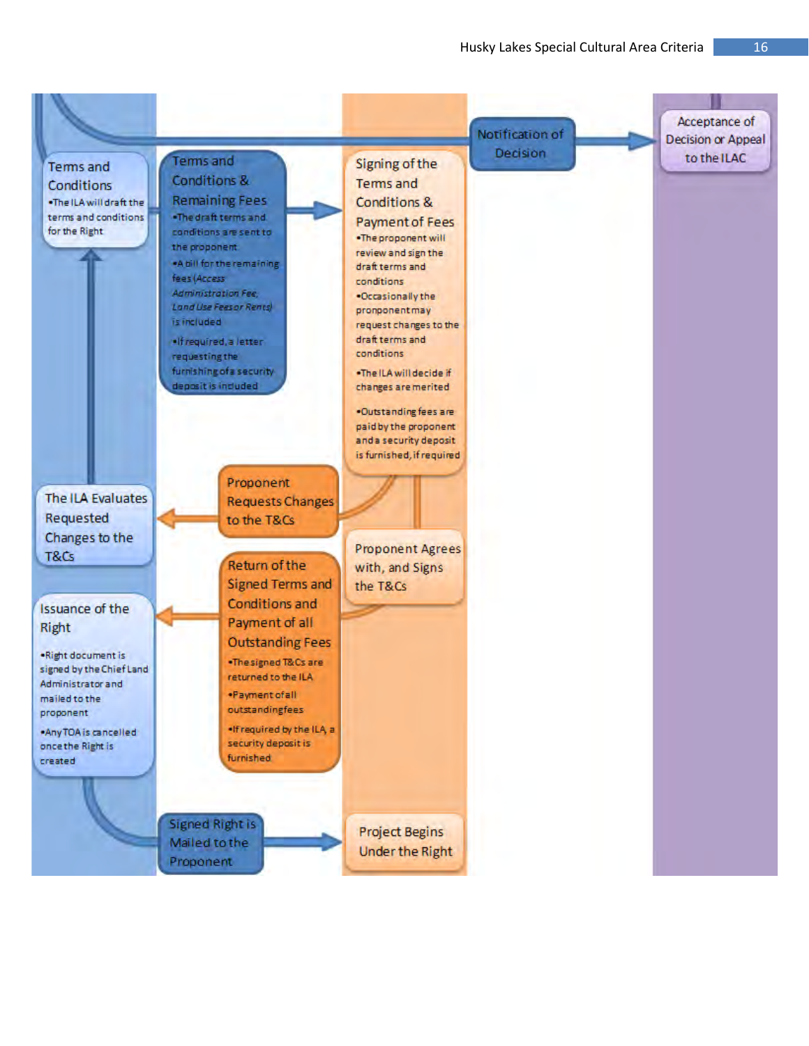Terms and Conditions
- The ILA will draft the terms and conditions for the Right

Terms and Conditions & Remaining Fees
- The draft terms and conditions are sent to the proponent
- A bill for the remaining fees (*Access Administration Fee, Land Use Fees or Rents*) is included
- If required, a letter requesting the furnishing of a security deposit is included

Notification of Decision

Acceptance of Decision or Appeal to the ILAC

Signing of the Terms and Conditions & Payment of Fees
- The proponent will review and sign the draft terms and conditions
- Occasionally the pronponent may request changes to the draft terms and conditions
- The ILA will decide if changes are merited
- Outstanding fees are paid by the proponent and a security deposit is furnished, if required

Proponent Requests Changes to the T&Cs

The ILA Evaluates Requested Changes to the T&Cs

Proponent Agrees with, and Signs the T&Cs

Return of the Signed Terms and Conditions and Payment of all Outstanding Fees
- The signed T&Cs are returned to the ILA
- Payment of all outstanding fees
- If required by the ILA, a security deposit is furnished

Issuance of the Right
- Right document is signed by the Chief Land Administrator and mailed to the proponent
- Any TOA is cancelled once the Right is created

Signed Right is Mailed to the Proponent

Project Begins Under the Right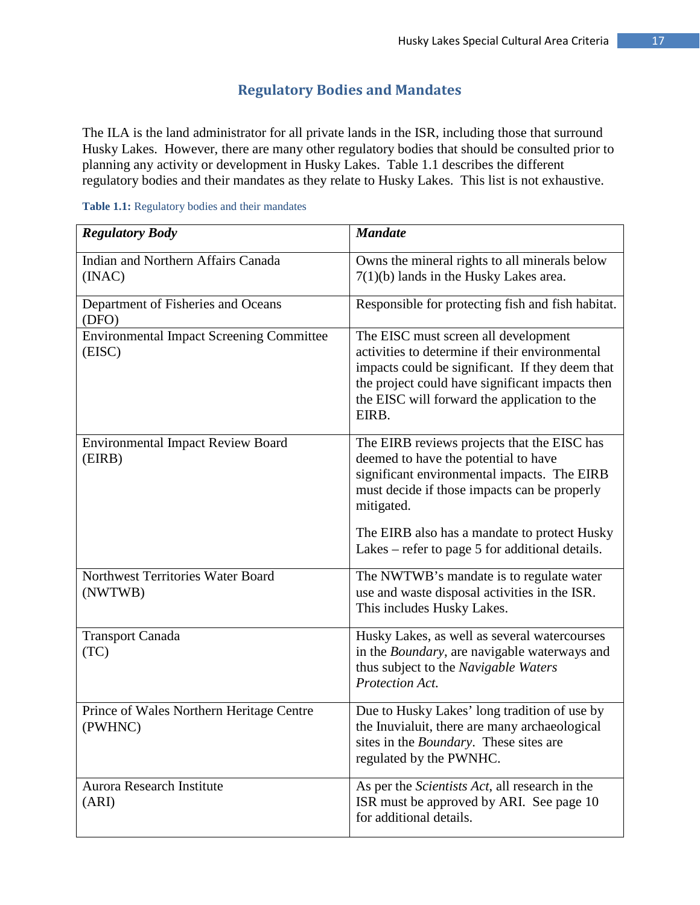## Regulatory Bodies and Mandates

The ILA is the land administrator for all private lands in the ISR, including those that surround Husky Lakes. However, there are many other regulatory bodies that should be consulted prior to planning any activity or development in Husky Lakes. Table 1.1 describes the different regulatory bodies and their mandates as they relate to Husky Lakes. This list is not exhaustive.

**Table 1.1:** Regulatory bodies and their mandates

| ***Regulatory Body*** | ***Mandate*** |
|---|---|
| Indian and Northern Affairs Canada (INAC) | Owns the mineral rights to all minerals below 7(1)(b) lands in the Husky Lakes area. |
| Department of Fisheries and Oceans (DFO) | Responsible for protecting fish and fish habitat. |
| Environmental Impact Screening Committee (EISC) | The EISC must screen all development activities to determine if their environmental impacts could be significant. If they deem that the project could have significant impacts then the EISC will forward the application to the EIRB. |
| Environmental Impact Review Board (EIRB) | The EIRB reviews projects that the EISC has deemed to have the potential to have significant environmental impacts. The EIRB must decide if those impacts can be properly mitigated.<br><br>The EIRB also has a mandate to protect Husky Lakes – refer to page 5 for additional details. |
| Northwest Territories Water Board (NWTWB) | The NWTWB's mandate is to regulate water use and waste disposal activities in the ISR. This includes Husky Lakes. |
| Transport Canada (TC) | Husky Lakes, as well as several watercourses in the *Boundary*, are navigable waterways and thus subject to the *Navigable Waters Protection Act.* |
| Prince of Wales Northern Heritage Centre (PWHNC) | Due to Husky Lakes' long tradition of use by the Inuvialuit, there are many archaeological sites in the *Boundary*. These sites are regulated by the PWNHC. |
| Aurora Research Institute (ARI) | As per the *Scientists Act*, all research in the ISR must be approved by ARI. See page 10 for additional details. |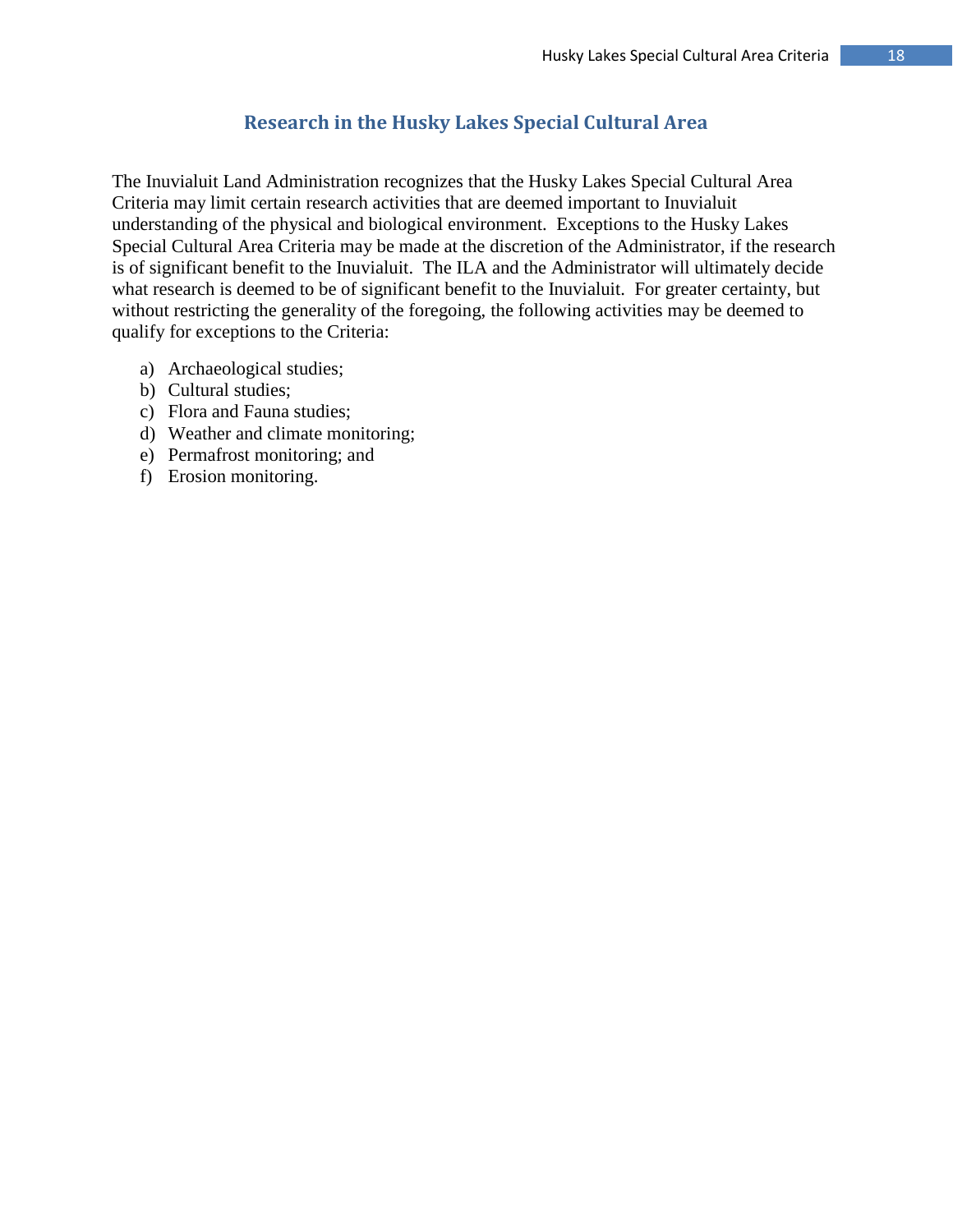## Research in the Husky Lakes Special Cultural Area

The Inuvialuit Land Administration recognizes that the Husky Lakes Special Cultural Area Criteria may limit certain research activities that are deemed important to Inuvialuit understanding of the physical and biological environment. Exceptions to the Husky Lakes Special Cultural Area Criteria may be made at the discretion of the Administrator, if the research is of significant benefit to the Inuvialuit. The ILA and the Administrator will ultimately decide what research is deemed to be of significant benefit to the Inuvialuit. For greater certainty, but without restricting the generality of the foregoing, the following activities may be deemed to qualify for exceptions to the Criteria:

a) Archaeological studies;
b) Cultural studies;
c) Flora and Fauna studies;
d) Weather and climate monitoring;
e) Permafrost monitoring; and
f) Erosion monitoring.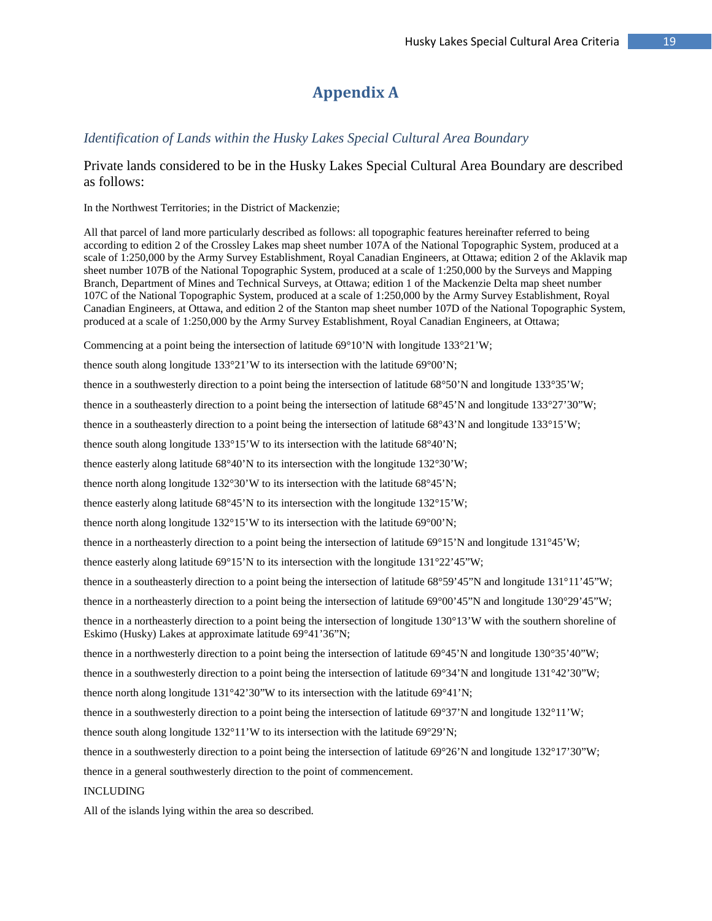# Appendix A

*Identification of Lands within the Husky Lakes Special Cultural Area Boundary*

Private lands considered to be in the Husky Lakes Special Cultural Area Boundary are described as follows:

In the Northwest Territories; in the District of Mackenzie;

All that parcel of land more particularly described as follows: all topographic features hereinafter referred to being according to edition 2 of the Crossley Lakes map sheet number 107A of the National Topographic System, produced at a scale of 1:250,000 by the Army Survey Establishment, Royal Canadian Engineers, at Ottawa; edition 2 of the Aklavik map sheet number 107B of the National Topographic System, produced at a scale of 1:250,000 by the Surveys and Mapping Branch, Department of Mines and Technical Surveys, at Ottawa; edition 1 of the Mackenzie Delta map sheet number 107C of the National Topographic System, produced at a scale of 1:250,000 by the Army Survey Establishment, Royal Canadian Engineers, at Ottawa, and edition 2 of the Stanton map sheet number 107D of the National Topographic System, produced at a scale of 1:250,000 by the Army Survey Establishment, Royal Canadian Engineers, at Ottawa;

Commencing at a point being the intersection of latitude 69°10'N with longitude 133°21'W;

thence south along longitude 133°21'W to its intersection with the latitude 69°00'N;

thence in a southwesterly direction to a point being the intersection of latitude 68°50'N and longitude 133°35'W;

thence in a southeasterly direction to a point being the intersection of latitude 68°45'N and longitude 133°27'30"W;

thence in a southeasterly direction to a point being the intersection of latitude 68°43'N and longitude 133°15'W;

thence south along longitude 133°15'W to its intersection with the latitude 68°40'N;

thence easterly along latitude 68°40'N to its intersection with the longitude 132°30'W;

thence north along longitude 132°30'W to its intersection with the latitude 68°45'N;

thence easterly along latitude 68°45'N to its intersection with the longitude 132°15'W;

thence north along longitude 132°15'W to its intersection with the latitude 69°00'N;

thence in a northeasterly direction to a point being the intersection of latitude 69°15'N and longitude 131°45'W;

thence easterly along latitude 69°15'N to its intersection with the longitude 131°22'45"W;

thence in a southeasterly direction to a point being the intersection of latitude 68°59'45"N and longitude 131°11'45"W;

thence in a northeasterly direction to a point being the intersection of latitude 69°00'45"N and longitude 130°29'45"W;

thence in a northeasterly direction to a point being the intersection of longitude 130°13'W with the southern shoreline of Eskimo (Husky) Lakes at approximate latitude 69°41'36"N;

thence in a northwesterly direction to a point being the intersection of latitude 69°45'N and longitude 130°35'40"W;

thence in a southwesterly direction to a point being the intersection of latitude 69°34'N and longitude 131°42'30"W;

thence north along longitude 131°42'30"W to its intersection with the latitude 69°41'N;

thence in a southwesterly direction to a point being the intersection of latitude 69°37'N and longitude 132°11'W;

thence south along longitude 132°11'W to its intersection with the latitude 69°29'N;

thence in a southwesterly direction to a point being the intersection of latitude 69°26'N and longitude 132°17'30"W;

thence in a general southwesterly direction to the point of commencement.

INCLUDING

All of the islands lying within the area so described.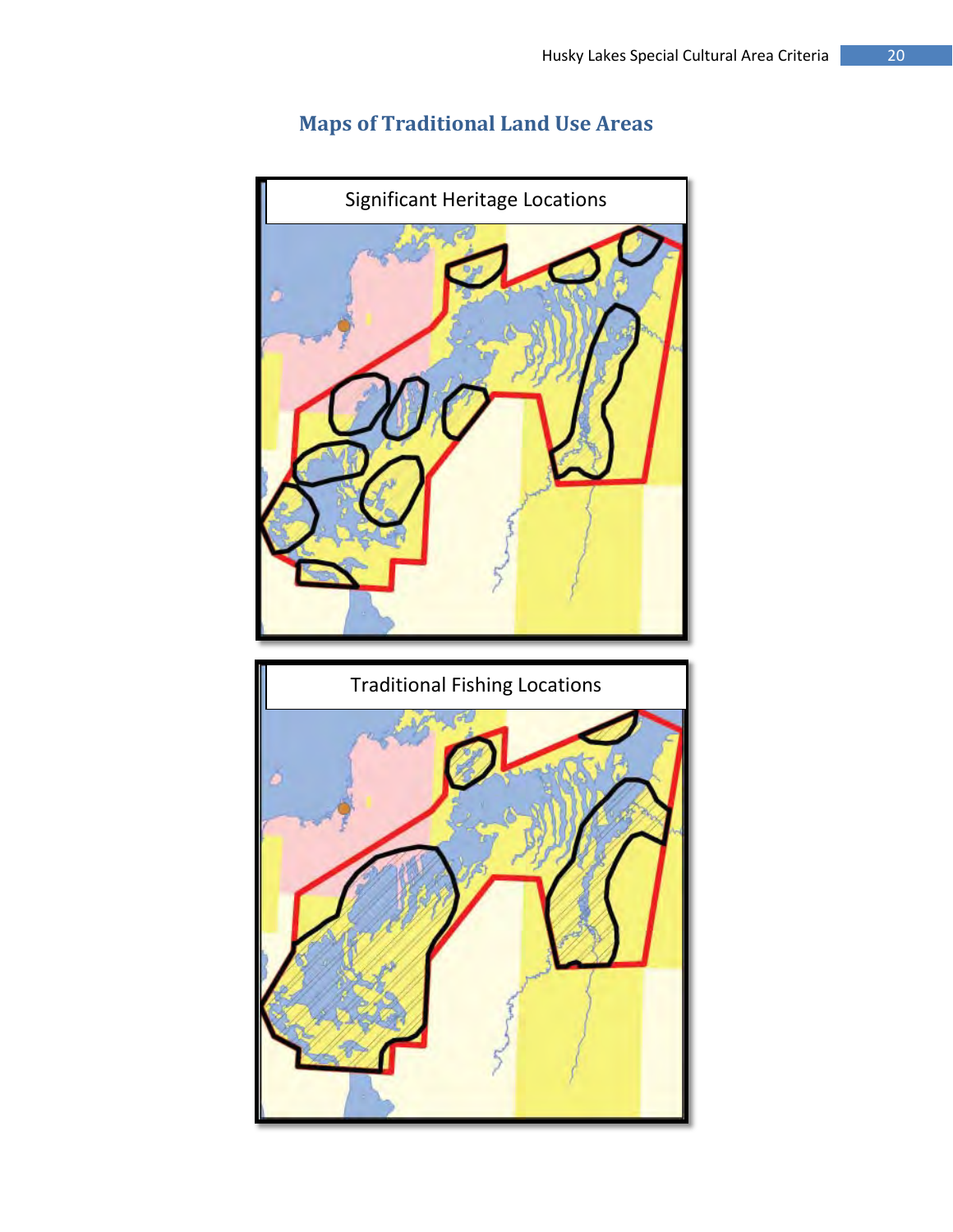## Maps of Traditional Land Use Areas

Significant Heritage Locations

Traditional Fishing Locations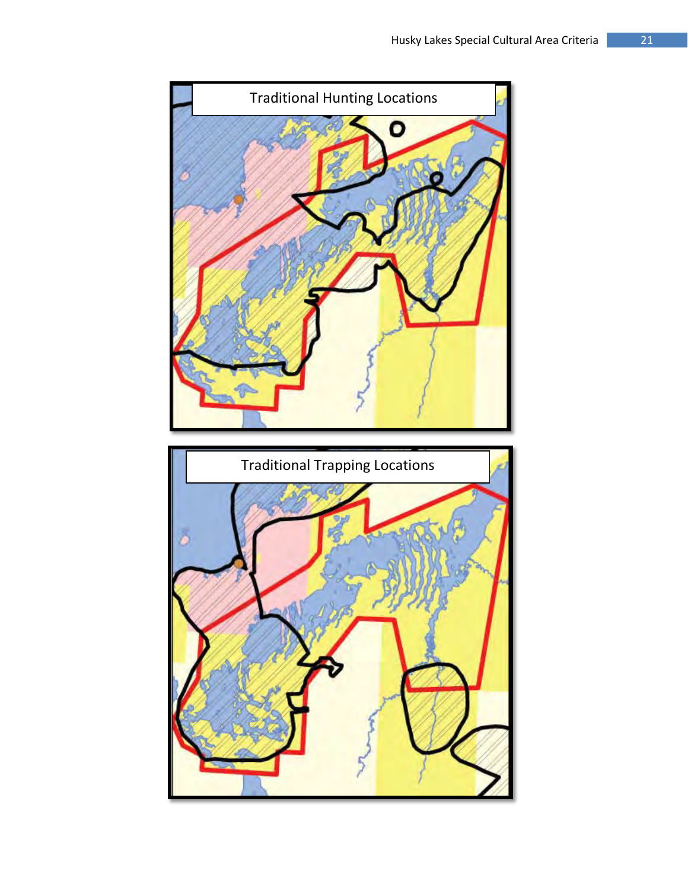Traditional Hunting Locations

Traditional Trapping Locations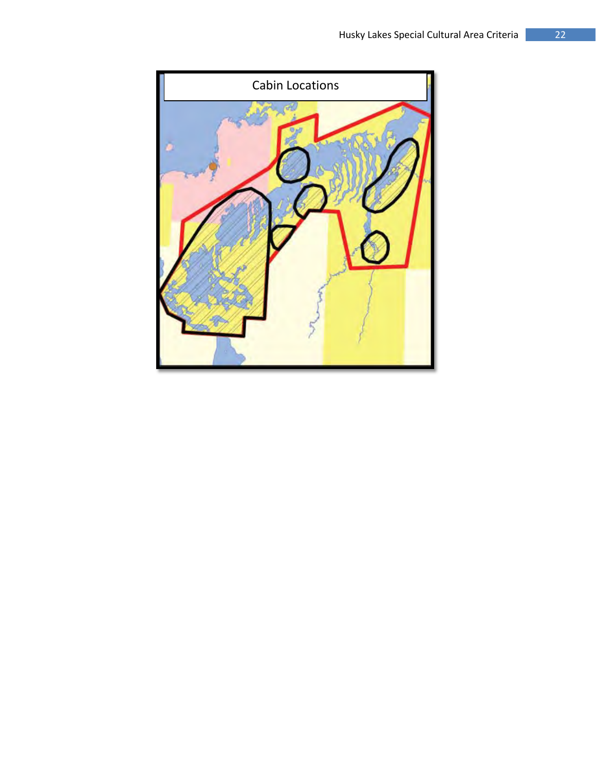Cabin Locations